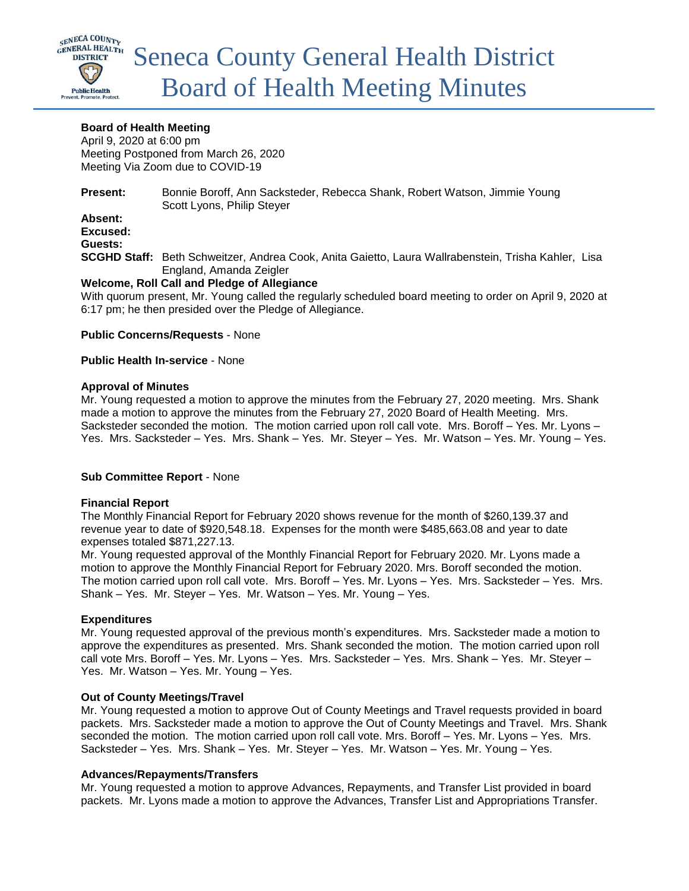# Seneca County General Health District Board of Health Meeting Minutes

**Board of Health Meeting**
April 9, 2020 at 6:00 pm
Meeting Postponed from March 26, 2020
Meeting Via Zoom due to COVID-19

**Present:** Bonnie Boroff, Ann Sacksteder, Rebecca Shank, Robert Watson, Jimmie Young Scott Lyons, Philip Steyer

**Absent:**

**Excused:**

**Guests:**

**SCGHD Staff:** Beth Schweitzer, Andrea Cook, Anita Gaietto, Laura Wallrabenstein, Trisha Kahler, Lisa England, Amanda Zeigler

**Welcome, Roll Call and Pledge of Allegiance**

With quorum present, Mr. Young called the regularly scheduled board meeting to order on April 9, 2020 at 6:17 pm; he then presided over the Pledge of Allegiance.

**Public Concerns/Requests** - None

**Public Health In-service** - None

**Approval of Minutes**

Mr. Young requested a motion to approve the minutes from the February 27, 2020 meeting. Mrs. Shank made a motion to approve the minutes from the February 27, 2020 Board of Health Meeting. Mrs. Sacksteder seconded the motion. The motion carried upon roll call vote. Mrs. Boroff – Yes. Mr. Lyons – Yes. Mrs. Sacksteder – Yes. Mrs. Shank – Yes. Mr. Steyer – Yes. Mr. Watson – Yes. Mr. Young – Yes.

**Sub Committee Report** - None

**Financial Report**

The Monthly Financial Report for February 2020 shows revenue for the month of $260,139.37 and revenue year to date of $920,548.18. Expenses for the month were $485,663.08 and year to date expenses totaled $871,227.13.

Mr. Young requested approval of the Monthly Financial Report for February 2020. Mr. Lyons made a motion to approve the Monthly Financial Report for February 2020. Mrs. Boroff seconded the motion. The motion carried upon roll call vote. Mrs. Boroff – Yes. Mr. Lyons – Yes. Mrs. Sacksteder – Yes. Mrs. Shank – Yes. Mr. Steyer – Yes. Mr. Watson – Yes. Mr. Young – Yes.

**Expenditures**

Mr. Young requested approval of the previous month's expenditures. Mrs. Sacksteder made a motion to approve the expenditures as presented. Mrs. Shank seconded the motion. The motion carried upon roll call vote Mrs. Boroff – Yes. Mr. Lyons – Yes. Mrs. Sacksteder – Yes. Mrs. Shank – Yes. Mr. Steyer – Yes. Mr. Watson – Yes. Mr. Young – Yes.

**Out of County Meetings/Travel**

Mr. Young requested a motion to approve Out of County Meetings and Travel requests provided in board packets. Mrs. Sacksteder made a motion to approve the Out of County Meetings and Travel. Mrs. Shank seconded the motion. The motion carried upon roll call vote. Mrs. Boroff – Yes. Mr. Lyons – Yes. Mrs. Sacksteder – Yes. Mrs. Shank – Yes. Mr. Steyer – Yes. Mr. Watson – Yes. Mr. Young – Yes.

**Advances/Repayments/Transfers**

Mr. Young requested a motion to approve Advances, Repayments, and Transfer List provided in board packets. Mr. Lyons made a motion to approve the Advances, Transfer List and Appropriations Transfer.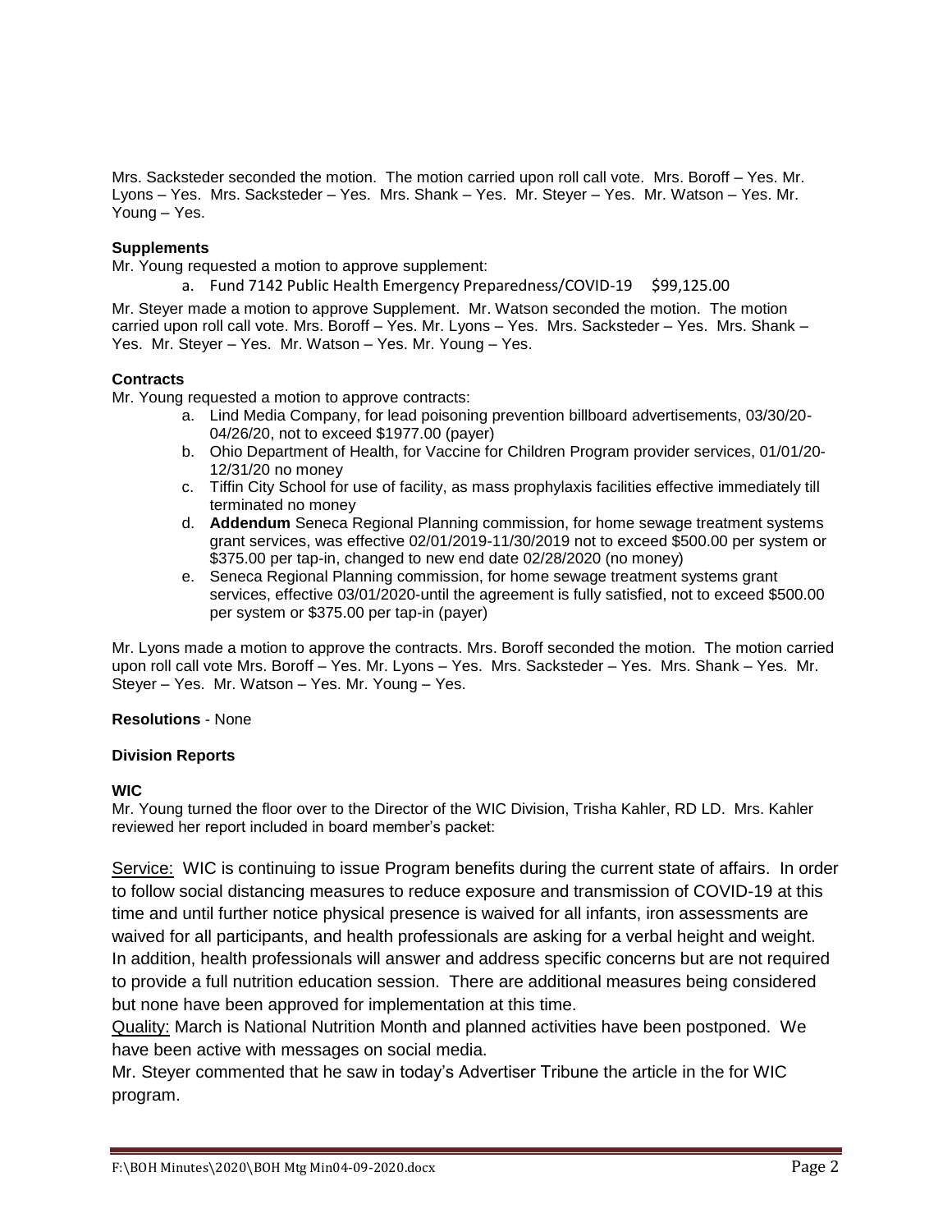Mrs. Sacksteder seconded the motion. The motion carried upon roll call vote. Mrs. Boroff – Yes. Mr. Lyons – Yes. Mrs. Sacksteder – Yes. Mrs. Shank – Yes. Mr. Steyer – Yes. Mr. Watson – Yes. Mr. Young – Yes.

**Supplements**

Mr. Young requested a motion to approve supplement:

a. Fund 7142 Public Health Emergency Preparedness/COVID-19 $99,125.00

Mr. Steyer made a motion to approve Supplement. Mr. Watson seconded the motion. The motion carried upon roll call vote. Mrs. Boroff – Yes. Mr. Lyons – Yes. Mrs. Sacksteder – Yes. Mrs. Shank – Yes. Mr. Steyer – Yes. Mr. Watson – Yes. Mr. Young – Yes.

**Contracts**

Mr. Young requested a motion to approve contracts:

a. Lind Media Company, for lead poisoning prevention billboard advertisements, 03/30/20-04/26/20, not to exceed $1977.00 (payer)
b. Ohio Department of Health, for Vaccine for Children Program provider services, 01/01/20-12/31/20 no money
c. Tiffin City School for use of facility, as mass prophylaxis facilities effective immediately till terminated no money
d. **Addendum** Seneca Regional Planning commission, for home sewage treatment systems grant services, was effective 02/01/2019-11/30/2019 not to exceed $500.00 per system or $375.00 per tap-in, changed to new end date 02/28/2020 (no money)
e. Seneca Regional Planning commission, for home sewage treatment systems grant services, effective 03/01/2020-until the agreement is fully satisfied, not to exceed $500.00 per system or $375.00 per tap-in (payer)

Mr. Lyons made a motion to approve the contracts. Mrs. Boroff seconded the motion. The motion carried upon roll call vote Mrs. Boroff – Yes. Mr. Lyons – Yes. Mrs. Sacksteder – Yes. Mrs. Shank – Yes. Mr. Steyer – Yes. Mr. Watson – Yes. Mr. Young – Yes.

**Resolutions** - None

**Division Reports**

**WIC**

Mr. Young turned the floor over to the Director of the WIC Division, Trisha Kahler, RD LD. Mrs. Kahler reviewed her report included in board member's packet:

Service: WIC is continuing to issue Program benefits during the current state of affairs. In order to follow social distancing measures to reduce exposure and transmission of COVID-19 at this time and until further notice physical presence is waived for all infants, iron assessments are waived for all participants, and health professionals are asking for a verbal height and weight. In addition, health professionals will answer and address specific concerns but are not required to provide a full nutrition education session. There are additional measures being considered but none have been approved for implementation at this time.

Quality: March is National Nutrition Month and planned activities have been postponed. We have been active with messages on social media.

Mr. Steyer commented that he saw in today's Advertiser Tribune the article in the for WIC program.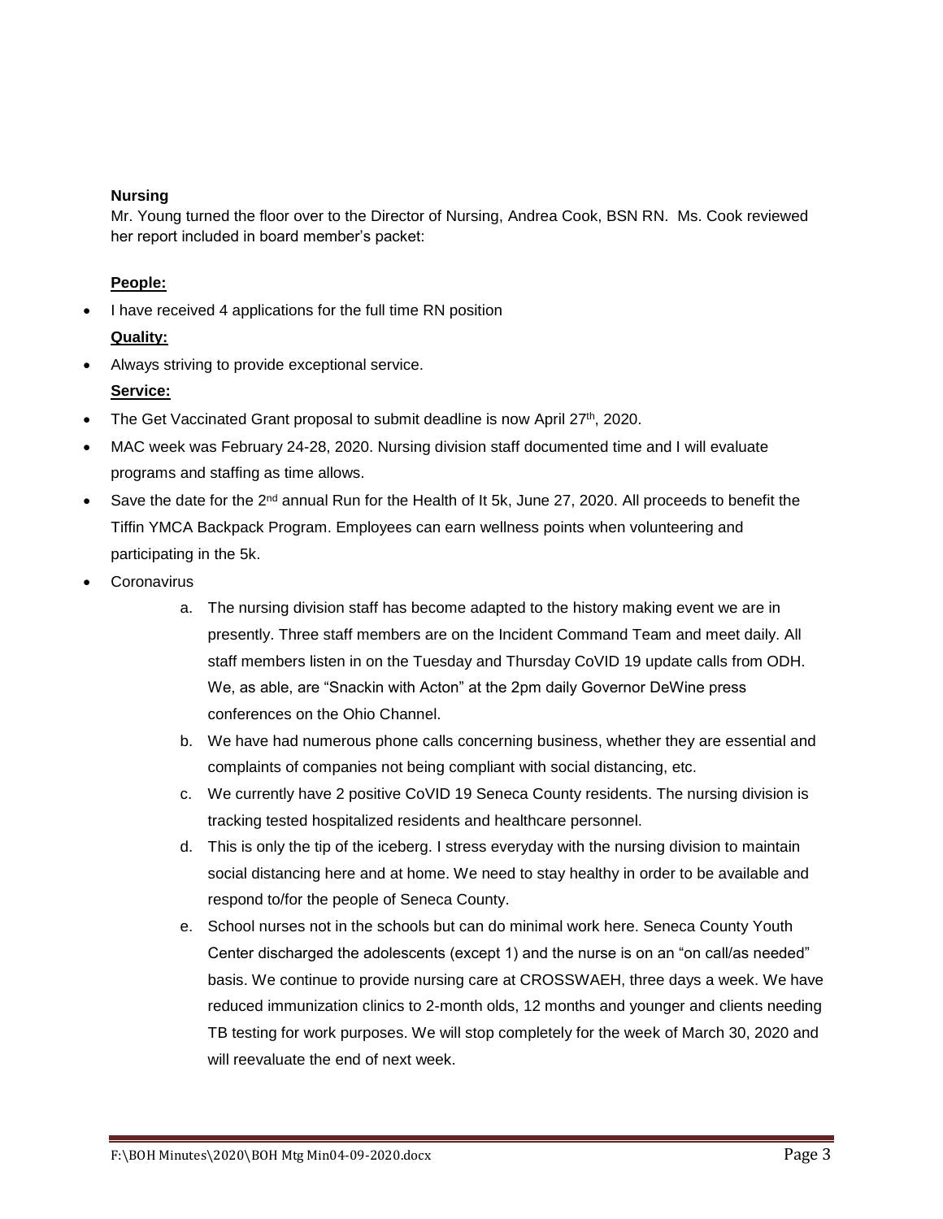**Nursing**

Mr. Young turned the floor over to the Director of Nursing, Andrea Cook, BSN RN. Ms. Cook reviewed her report included in board member's packet:

**People:**

- I have received 4 applications for the full time RN position

**Quality:**

- Always striving to provide exceptional service.

**Service:**

- The Get Vaccinated Grant proposal to submit deadline is now April 27th, 2020.
- MAC week was February 24-28, 2020. Nursing division staff documented time and I will evaluate programs and staffing as time allows.
- Save the date for the 2nd annual Run for the Health of It 5k, June 27, 2020. All proceeds to benefit the Tiffin YMCA Backpack Program. Employees can earn wellness points when volunteering and participating in the 5k.
- Coronavirus
  a. The nursing division staff has become adapted to the history making event we are in presently. Three staff members are on the Incident Command Team and meet daily. All staff members listen in on the Tuesday and Thursday CoVID 19 update calls from ODH. We, as able, are "Snackin with Acton" at the 2pm daily Governor DeWine press conferences on the Ohio Channel.
  b. We have had numerous phone calls concerning business, whether they are essential and complaints of companies not being compliant with social distancing, etc.
  c. We currently have 2 positive CoVID 19 Seneca County residents. The nursing division is tracking tested hospitalized residents and healthcare personnel.
  d. This is only the tip of the iceberg. I stress everyday with the nursing division to maintain social distancing here and at home. We need to stay healthy in order to be available and respond to/for the people of Seneca County.
  e. School nurses not in the schools but can do minimal work here. Seneca County Youth Center discharged the adolescents (except 1) and the nurse is on an "on call/as needed" basis. We continue to provide nursing care at CROSSWAEH, three days a week. We have reduced immunization clinics to 2-month olds, 12 months and younger and clients needing TB testing for work purposes. We will stop completely for the week of March 30, 2020 and will reevaluate the end of next week.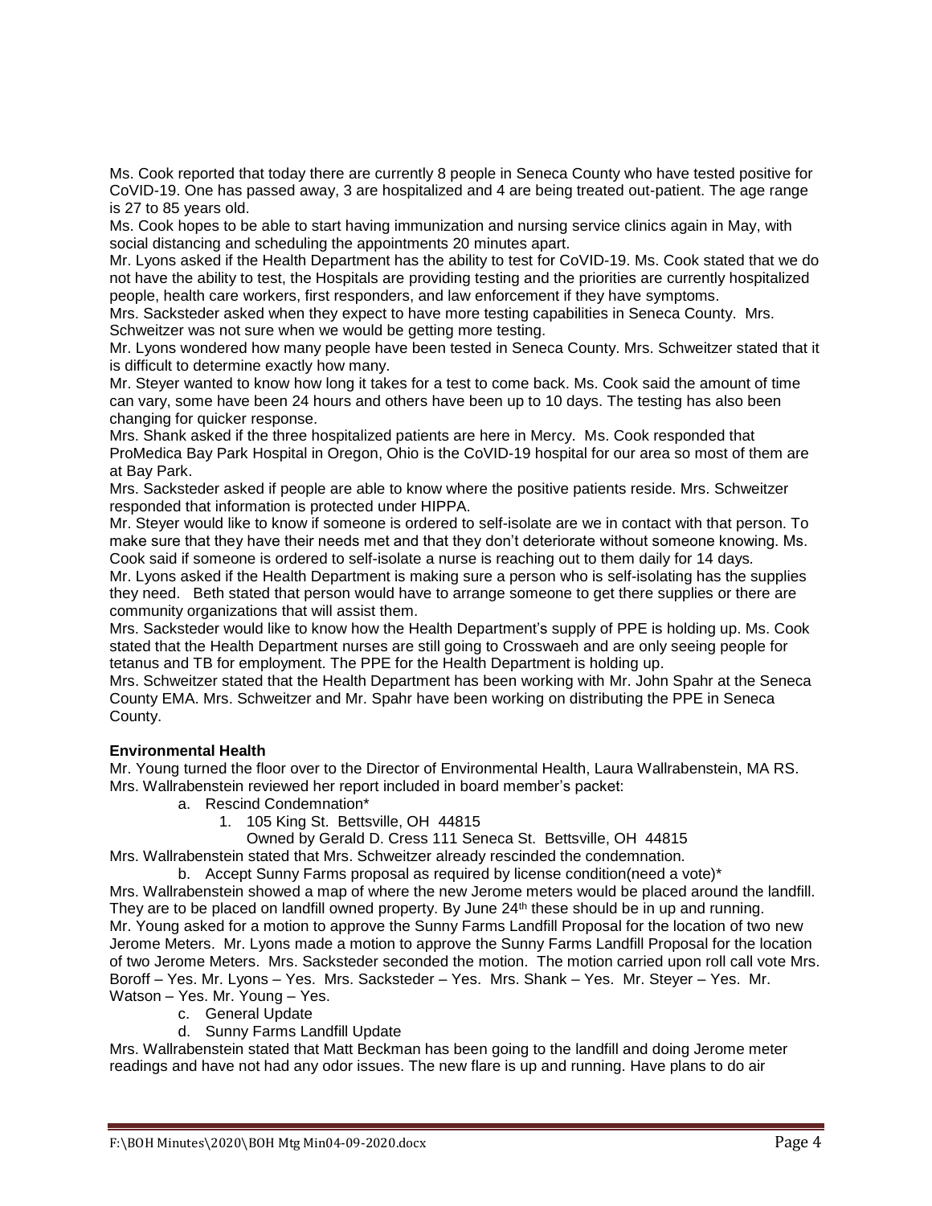Ms. Cook reported that today there are currently 8 people in Seneca County who have tested positive for CoVID-19. One has passed away, 3 are hospitalized and 4 are being treated out-patient. The age range is 27 to 85 years old.

Ms. Cook hopes to be able to start having immunization and nursing service clinics again in May, with social distancing and scheduling the appointments 20 minutes apart.

Mr. Lyons asked if the Health Department has the ability to test for CoVID-19. Ms. Cook stated that we do not have the ability to test, the Hospitals are providing testing and the priorities are currently hospitalized people, health care workers, first responders, and law enforcement if they have symptoms.

Mrs. Sacksteder asked when they expect to have more testing capabilities in Seneca County. Mrs. Schweitzer was not sure when we would be getting more testing.

Mr. Lyons wondered how many people have been tested in Seneca County. Mrs. Schweitzer stated that it is difficult to determine exactly how many.

Mr. Steyer wanted to know how long it takes for a test to come back. Ms. Cook said the amount of time can vary, some have been 24 hours and others have been up to 10 days. The testing has also been changing for quicker response.

Mrs. Shank asked if the three hospitalized patients are here in Mercy. Ms. Cook responded that ProMedica Bay Park Hospital in Oregon, Ohio is the CoVID-19 hospital for our area so most of them are at Bay Park.

Mrs. Sacksteder asked if people are able to know where the positive patients reside. Mrs. Schweitzer responded that information is protected under HIPPA.

Mr. Steyer would like to know if someone is ordered to self-isolate are we in contact with that person. To make sure that they have their needs met and that they don't deteriorate without someone knowing. Ms. Cook said if someone is ordered to self-isolate a nurse is reaching out to them daily for 14 days.

Mr. Lyons asked if the Health Department is making sure a person who is self-isolating has the supplies they need. Beth stated that person would have to arrange someone to get there supplies or there are community organizations that will assist them.

Mrs. Sacksteder would like to know how the Health Department's supply of PPE is holding up. Ms. Cook stated that the Health Department nurses are still going to Crosswaeh and are only seeing people for tetanus and TB for employment. The PPE for the Health Department is holding up.

Mrs. Schweitzer stated that the Health Department has been working with Mr. John Spahr at the Seneca County EMA. Mrs. Schweitzer and Mr. Spahr have been working on distributing the PPE in Seneca County.

**Environmental Health**

Mr. Young turned the floor over to the Director of Environmental Health, Laura Wallrabenstein, MA RS. Mrs. Wallrabenstein reviewed her report included in board member's packet:

a. Rescind Condemnation*
   1. 105 King St. Bettsville, OH 44815
      Owned by Gerald D. Cress 111 Seneca St. Bettsville, OH 44815

Mrs. Wallrabenstein stated that Mrs. Schweitzer already rescinded the condemnation.

b. Accept Sunny Farms proposal as required by license condition(need a vote)*

Mrs. Wallrabenstein showed a map of where the new Jerome meters would be placed around the landfill. They are to be placed on landfill owned property. By June 24th these should be in up and running.

Mr. Young asked for a motion to approve the Sunny Farms Landfill Proposal for the location of two new Jerome Meters. Mr. Lyons made a motion to approve the Sunny Farms Landfill Proposal for the location of two Jerome Meters. Mrs. Sacksteder seconded the motion. The motion carried upon roll call vote Mrs. Boroff – Yes. Mr. Lyons – Yes. Mrs. Sacksteder – Yes. Mrs. Shank – Yes. Mr. Steyer – Yes. Mr. Watson – Yes. Mr. Young – Yes.

c. General Update
d. Sunny Farms Landfill Update

Mrs. Wallrabenstein stated that Matt Beckman has been going to the landfill and doing Jerome meter readings and have not had any odor issues. The new flare is up and running. Have plans to do air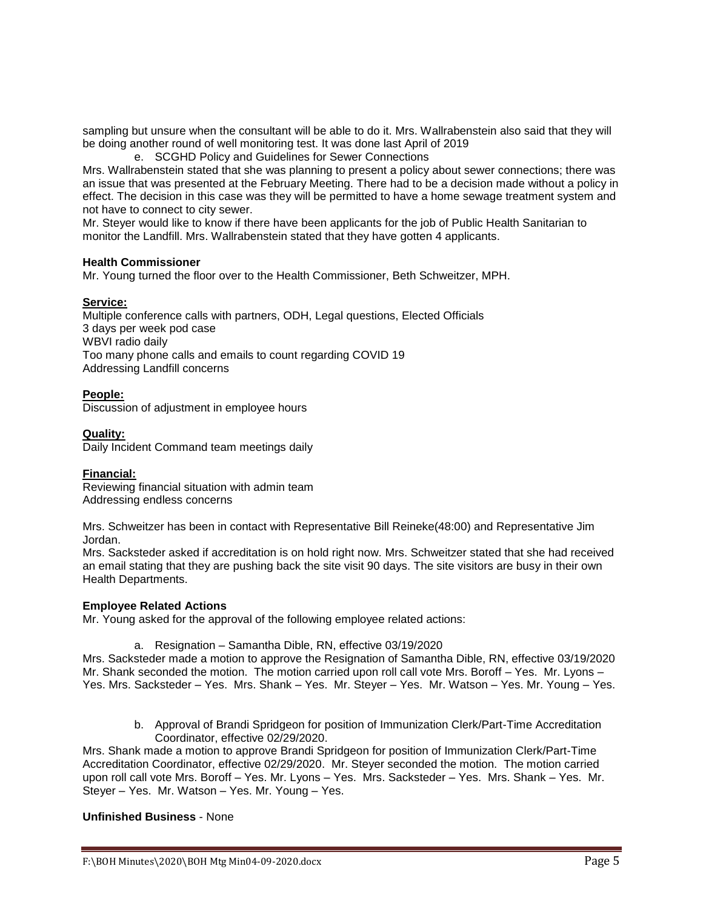sampling but unsure when the consultant will be able to do it. Mrs. Wallrabenstein also said that they will be doing another round of well monitoring test. It was done last April of 2019

e. SCGHD Policy and Guidelines for Sewer Connections

Mrs. Wallrabenstein stated that she was planning to present a policy about sewer connections; there was an issue that was presented at the February Meeting. There had to be a decision made without a policy in effect. The decision in this case was they will be permitted to have a home sewage treatment system and not have to connect to city sewer.

Mr. Steyer would like to know if there have been applicants for the job of Public Health Sanitarian to monitor the Landfill. Mrs. Wallrabenstein stated that they have gotten 4 applicants.

**Health Commissioner**

Mr. Young turned the floor over to the Health Commissioner, Beth Schweitzer, MPH.

**Service:**

Multiple conference calls with partners, ODH, Legal questions, Elected Officials
3 days per week pod case
WBVI radio daily
Too many phone calls and emails to count regarding COVID 19
Addressing Landfill concerns

**People:**

Discussion of adjustment in employee hours

**Quality:**

Daily Incident Command team meetings daily

**Financial:**

Reviewing financial situation with admin team
Addressing endless concerns

Mrs. Schweitzer has been in contact with Representative Bill Reineke(48:00) and Representative Jim Jordan.

Mrs. Sacksteder asked if accreditation is on hold right now. Mrs. Schweitzer stated that she had received an email stating that they are pushing back the site visit 90 days. The site visitors are busy in their own Health Departments.

**Employee Related Actions**

Mr. Young asked for the approval of the following employee related actions:

a. Resignation – Samantha Dible, RN, effective 03/19/2020

Mrs. Sacksteder made a motion to approve the Resignation of Samantha Dible, RN, effective 03/19/2020 Mr. Shank seconded the motion. The motion carried upon roll call vote Mrs. Boroff – Yes. Mr. Lyons – Yes. Mrs. Sacksteder – Yes. Mrs. Shank – Yes. Mr. Steyer – Yes. Mr. Watson – Yes. Mr. Young – Yes.

b. Approval of Brandi Spridgeon for position of Immunization Clerk/Part-Time Accreditation Coordinator, effective 02/29/2020.

Mrs. Shank made a motion to approve Brandi Spridgeon for position of Immunization Clerk/Part-Time Accreditation Coordinator, effective 02/29/2020. Mr. Steyer seconded the motion. The motion carried upon roll call vote Mrs. Boroff – Yes. Mr. Lyons – Yes. Mrs. Sacksteder – Yes. Mrs. Shank – Yes. Mr. Steyer – Yes. Mr. Watson – Yes. Mr. Young – Yes.

**Unfinished Business** - None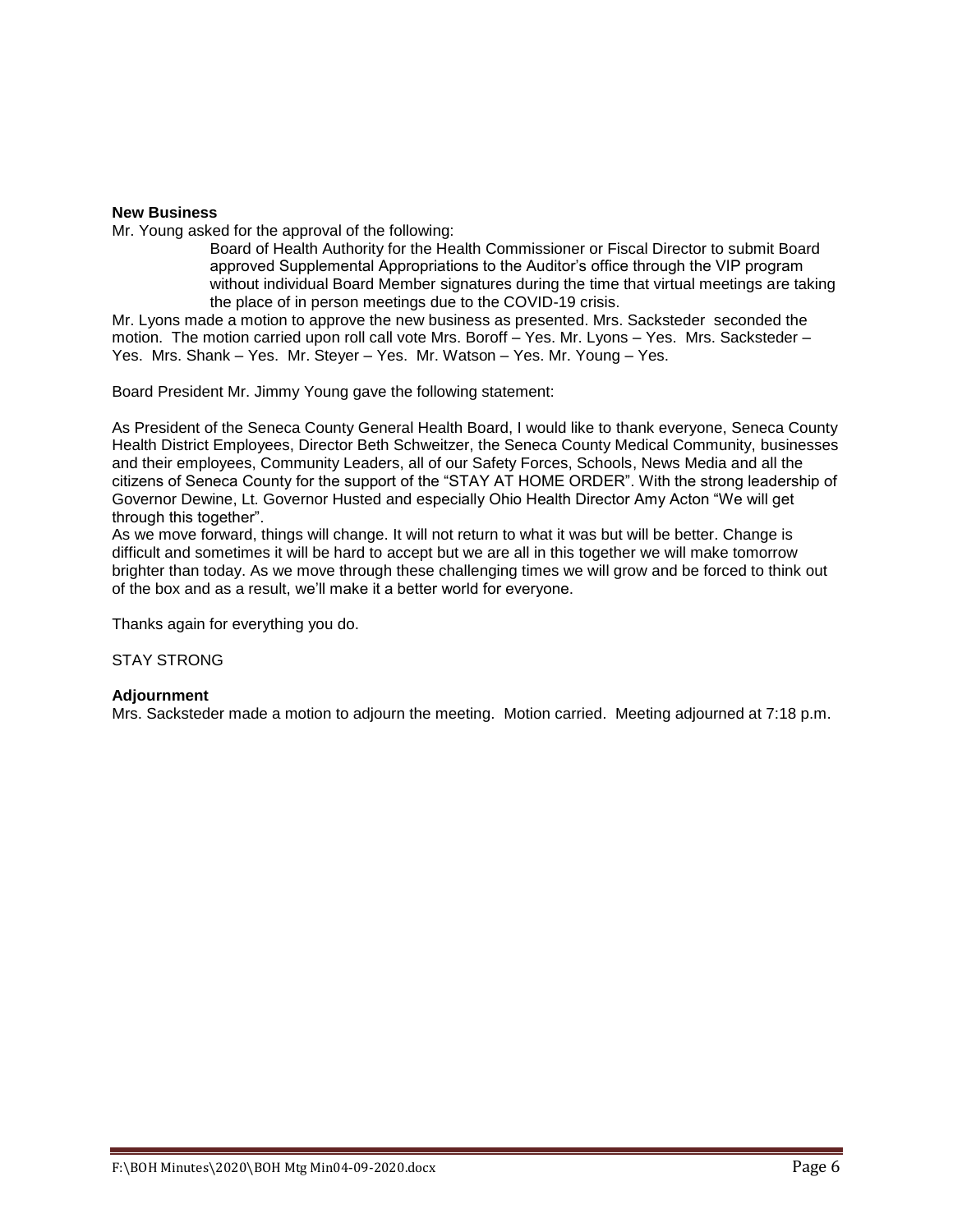**New Business**

Mr. Young asked for the approval of the following:

> Board of Health Authority for the Health Commissioner or Fiscal Director to submit Board approved Supplemental Appropriations to the Auditor's office through the VIP program without individual Board Member signatures during the time that virtual meetings are taking the place of in person meetings due to the COVID-19 crisis.

Mr. Lyons made a motion to approve the new business as presented. Mrs. Sacksteder seconded the motion. The motion carried upon roll call vote Mrs. Boroff – Yes. Mr. Lyons – Yes. Mrs. Sacksteder – Yes. Mrs. Shank – Yes. Mr. Steyer – Yes. Mr. Watson – Yes. Mr. Young – Yes.

Board President Mr. Jimmy Young gave the following statement:

As President of the Seneca County General Health Board, I would like to thank everyone, Seneca County Health District Employees, Director Beth Schweitzer, the Seneca County Medical Community, businesses and their employees, Community Leaders, all of our Safety Forces, Schools, News Media and all the citizens of Seneca County for the support of the "STAY AT HOME ORDER". With the strong leadership of Governor Dewine, Lt. Governor Husted and especially Ohio Health Director Amy Acton "We will get through this together".

As we move forward, things will change. It will not return to what it was but will be better. Change is difficult and sometimes it will be hard to accept but we are all in this together we will make tomorrow brighter than today. As we move through these challenging times we will grow and be forced to think out of the box and as a result, we'll make it a better world for everyone.

Thanks again for everything you do.

STAY STRONG

**Adjournment**

Mrs. Sacksteder made a motion to adjourn the meeting. Motion carried. Meeting adjourned at 7:18 p.m.